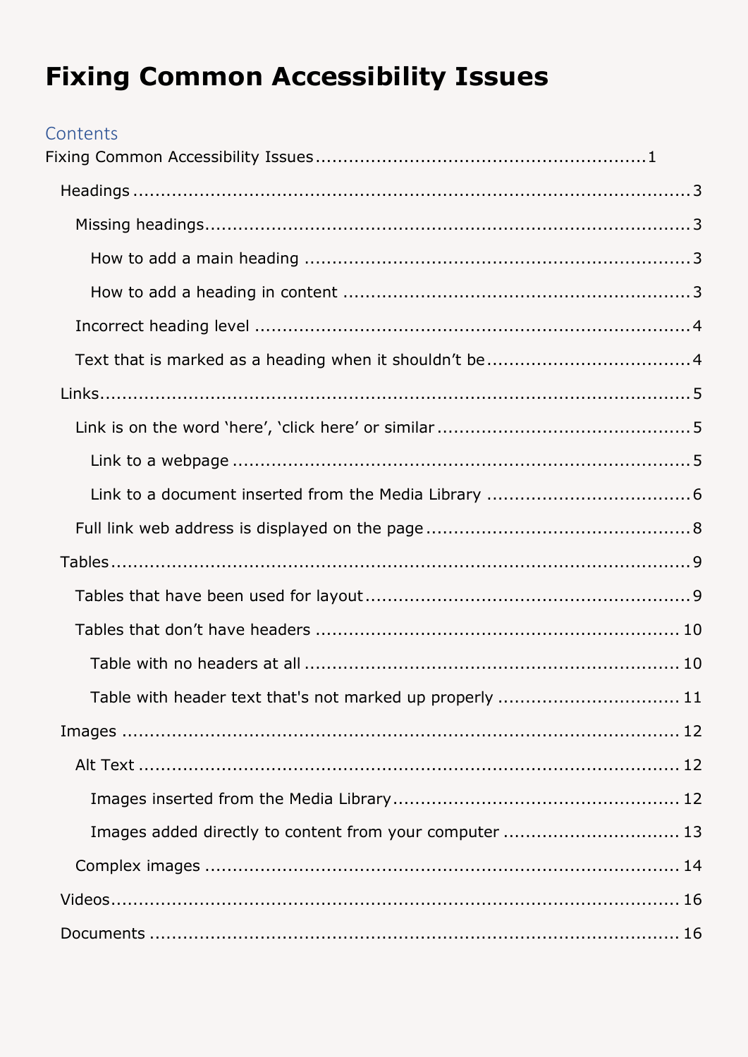# Fixing Common Accessibility Issues

## Contents

Fixing Common Accessibility Issues........................................................1

- Headings........................................................................................3
  - Missing headings........................................................................3
    - How to add a main heading....................................................3
    - How to add a heading in content............................................3
  - Incorrect heading level...............................................................4
  - Text that is marked as a heading when it shouldn’t be.......................4
- Links..............................................................................................5
  - Link is on the word ‘here’, ‘click here’ or similar...............................5
    - Link to a webpage................................................................5
    - Link to a document inserted from the Media Library.......................6
  - Full link web address is displayed on the page.................................8
- Tables.............................................................................................9
  - Tables that have been used for layout...........................................9
  - Tables that don’t have headers....................................................10
    - Table with no headers at all..................................................10
    - Table with header text that's not marked up properly...................11
- Images...........................................................................................12
  - Alt Text...................................................................................12
    - Images inserted from the Media Library....................................12
    - Images added directly to content from your computer..................13
  - Complex images........................................................................14
- Videos............................................................................................16
- Documents.......................................................................................16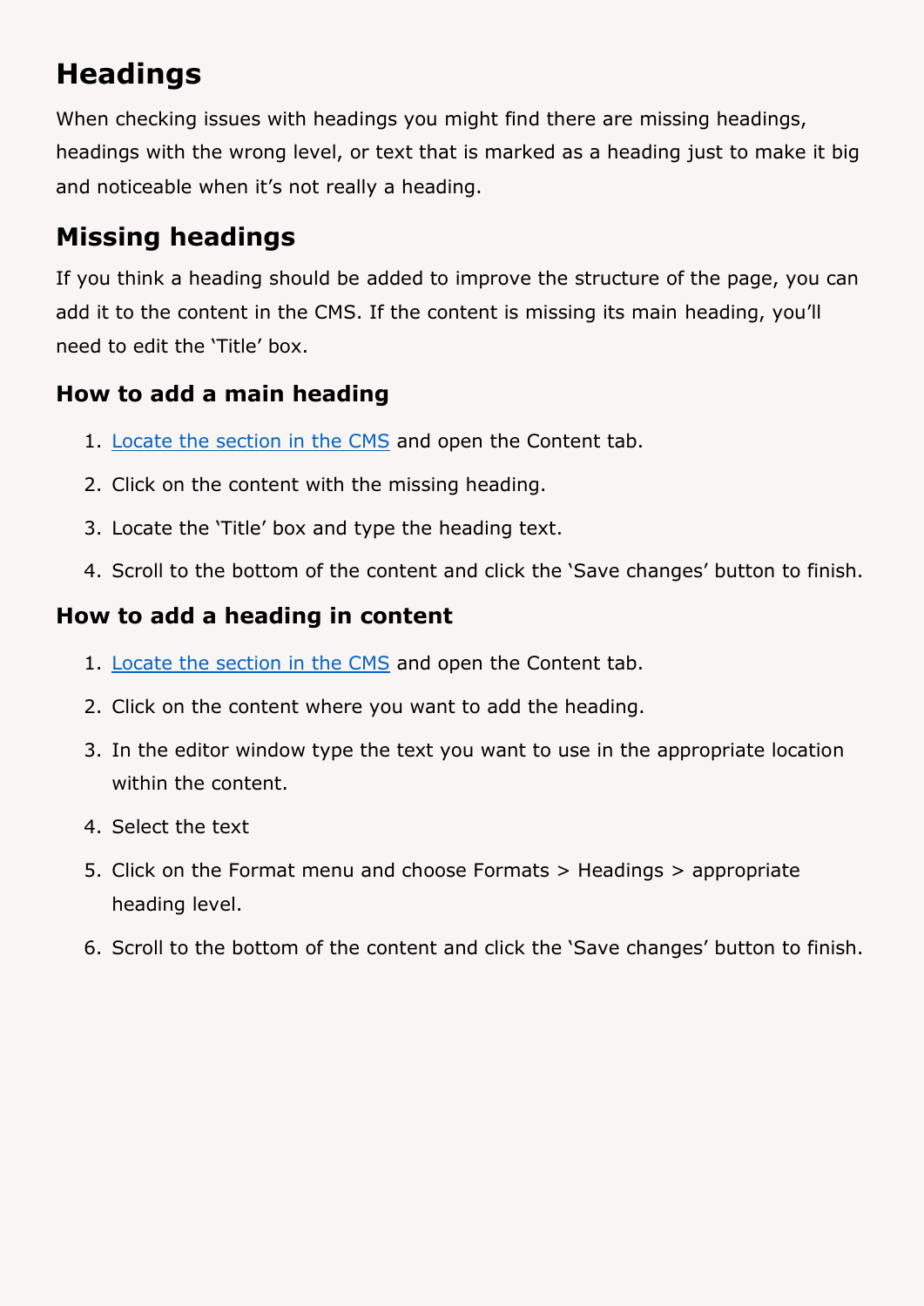# Headings

When checking issues with headings you might find there are missing headings, headings with the wrong level, or text that is marked as a heading just to make it big and noticeable when it's not really a heading.

## Missing headings

If you think a heading should be added to improve the structure of the page, you can add it to the content in the CMS. If the content is missing its main heading, you'll need to edit the 'Title' box.

### How to add a main heading

1. Locate the section in the CMS and open the Content tab.
2. Click on the content with the missing heading.
3. Locate the 'Title' box and type the heading text.
4. Scroll to the bottom of the content and click the 'Save changes' button to finish.

### How to add a heading in content

1. Locate the section in the CMS and open the Content tab.
2. Click on the content where you want to add the heading.
3. In the editor window type the text you want to use in the appropriate location within the content.
4. Select the text
5. Click on the Format menu and choose Formats > Headings > appropriate heading level.
6. Scroll to the bottom of the content and click the 'Save changes' button to finish.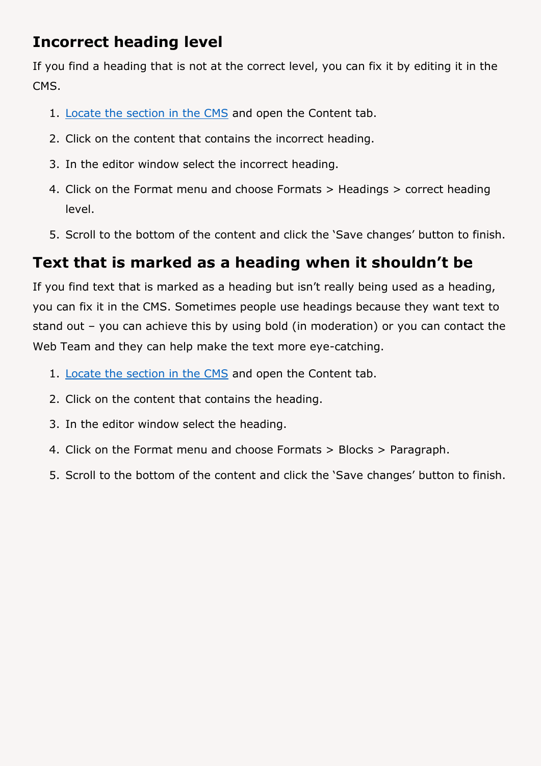## Incorrect heading level

If you find a heading that is not at the correct level, you can fix it by editing it in the CMS.

1. Locate the section in the CMS and open the Content tab.
2. Click on the content that contains the incorrect heading.
3. In the editor window select the incorrect heading.
4. Click on the Format menu and choose Formats > Headings > correct heading level.
5. Scroll to the bottom of the content and click the 'Save changes' button to finish.

## Text that is marked as a heading when it shouldn't be

If you find text that is marked as a heading but isn't really being used as a heading, you can fix it in the CMS. Sometimes people use headings because they want text to stand out – you can achieve this by using bold (in moderation) or you can contact the Web Team and they can help make the text more eye-catching.

1. Locate the section in the CMS and open the Content tab.
2. Click on the content that contains the heading.
3. In the editor window select the heading.
4. Click on the Format menu and choose Formats > Blocks > Paragraph.
5. Scroll to the bottom of the content and click the 'Save changes' button to finish.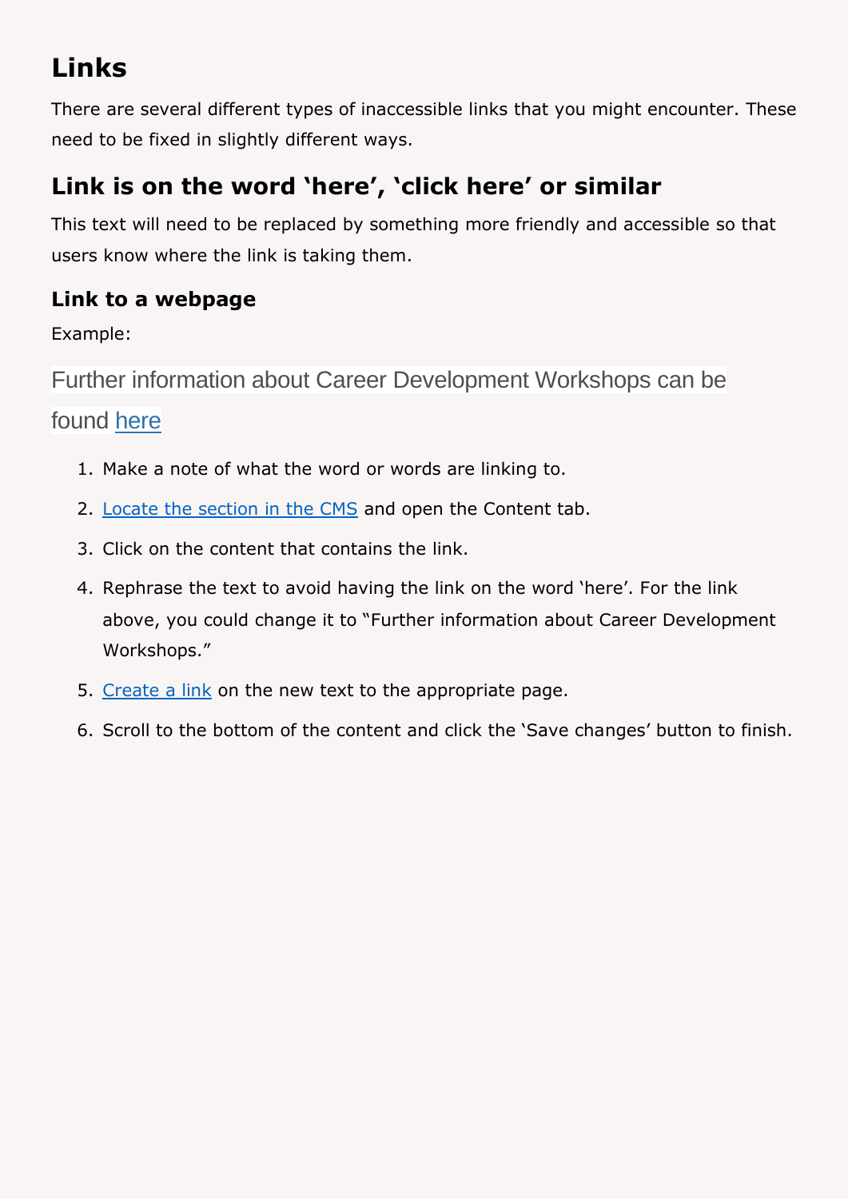# Links

There are several different types of inaccessible links that you might encounter. These need to be fixed in slightly different ways.

## Link is on the word 'here', 'click here' or similar

This text will need to be replaced by something more friendly and accessible so that users know where the link is taking them.

### Link to a webpage

Example:

Further information about Career Development Workshops can be found [here]()

1. Make a note of what the word or words are linking to.
2. [Locate the section in the CMS]() and open the Content tab.
3. Click on the content that contains the link.
4. Rephrase the text to avoid having the link on the word 'here'. For the link above, you could change it to "Further information about Career Development Workshops."
5. [Create a link]() on the new text to the appropriate page.
6. Scroll to the bottom of the content and click the 'Save changes' button to finish.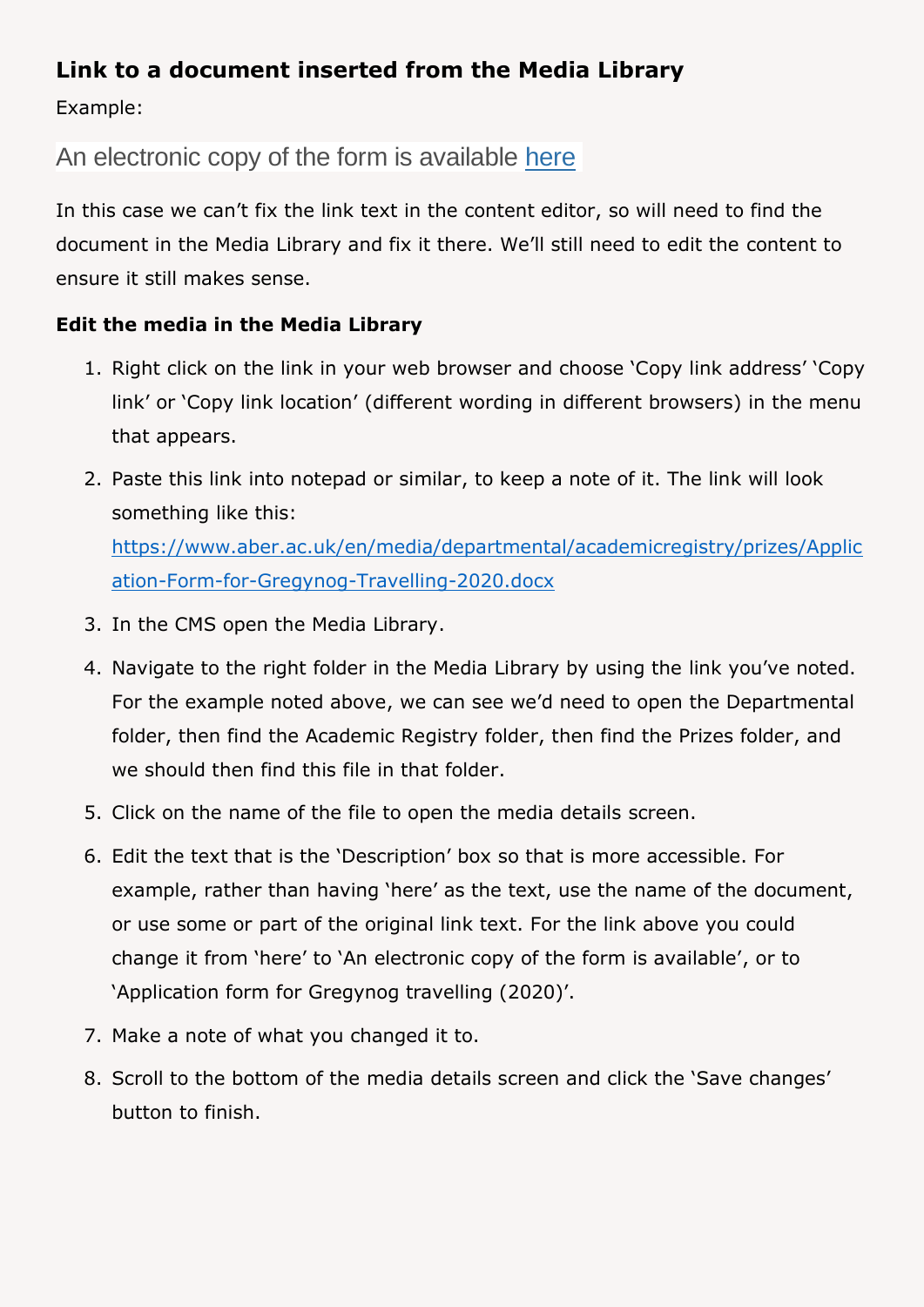## Link to a document inserted from the Media Library

Example:

An electronic copy of the form is available [here]()

In this case we can't fix the link text in the content editor, so will need to find the document in the Media Library and fix it there. We'll still need to edit the content to ensure it still makes sense.

### Edit the media in the Media Library

1. Right click on the link in your web browser and choose 'Copy link address' 'Copy link' or 'Copy link location' (different wording in different browsers) in the menu that appears.
2. Paste this link into notepad or similar, to keep a note of it. The link will look something like this: [https://www.aber.ac.uk/en/media/departmental/academicregistry/prizes/Application-Form-for-Gregynog-Travelling-2020.docx](https://www.aber.ac.uk/en/media/departmental/academicregistry/prizes/Application-Form-for-Gregynog-Travelling-2020.docx)
3. In the CMS open the Media Library.
4. Navigate to the right folder in the Media Library by using the link you've noted. For the example noted above, we can see we'd need to open the Departmental folder, then find the Academic Registry folder, then find the Prizes folder, and we should then find this file in that folder.
5. Click on the name of the file to open the media details screen.
6. Edit the text that is the 'Description' box so that is more accessible. For example, rather than having 'here' as the text, use the name of the document, or use some or part of the original link text. For the link above you could change it from 'here' to 'An electronic copy of the form is available', or to 'Application form for Gregynog travelling (2020)'.
7. Make a note of what you changed it to.
8. Scroll to the bottom of the media details screen and click the 'Save changes' button to finish.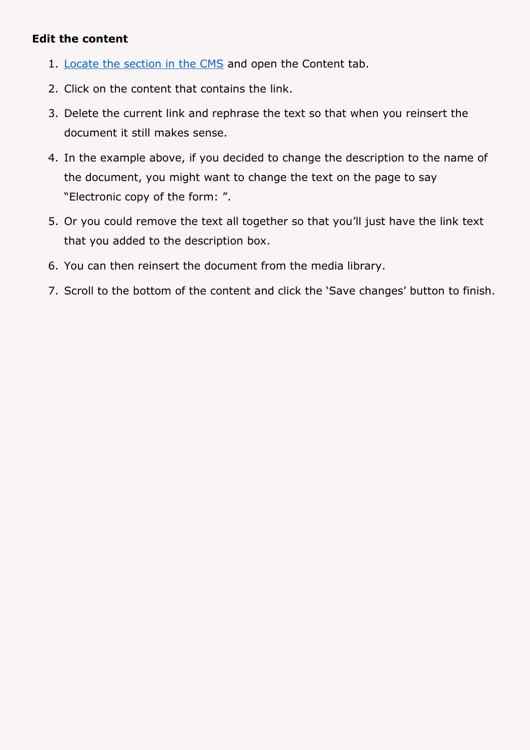**Edit the content**

1. Locate the section in the CMS and open the Content tab.
2. Click on the content that contains the link.
3. Delete the current link and rephrase the text so that when you reinsert the document it still makes sense.
4. In the example above, if you decided to change the description to the name of the document, you might want to change the text on the page to say "Electronic copy of the form: ".
5. Or you could remove the text all together so that you'll just have the link text that you added to the description box.
6. You can then reinsert the document from the media library.
7. Scroll to the bottom of the content and click the 'Save changes' button to finish.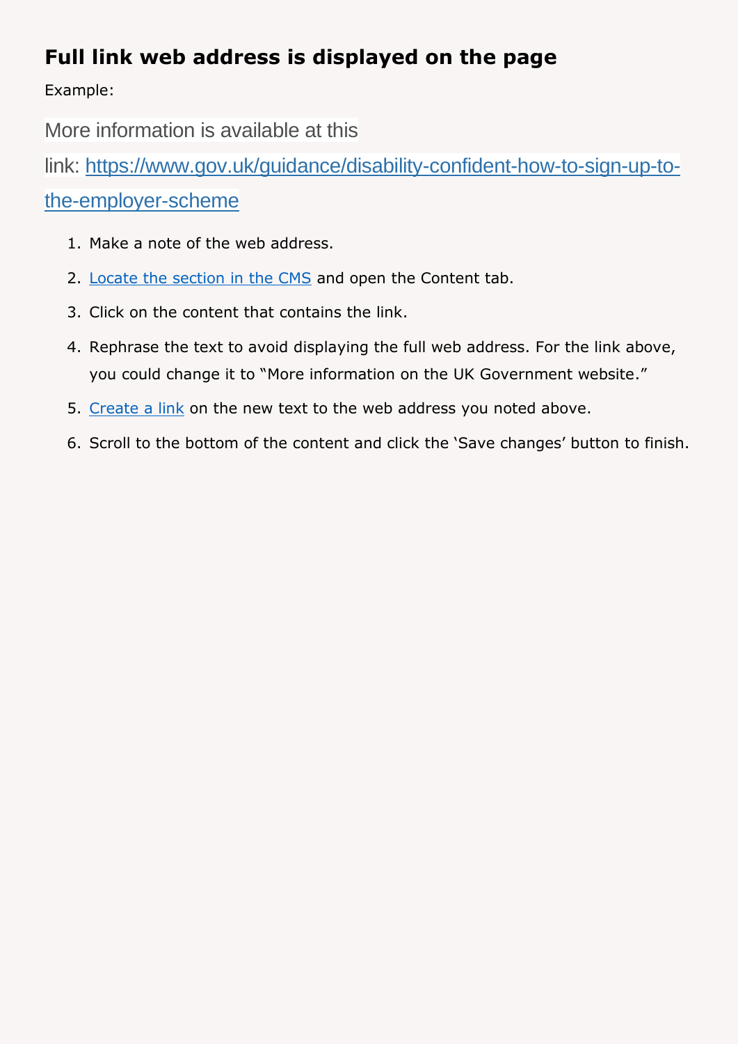## Full link web address is displayed on the page

Example:

More information is available at this link: [https://www.gov.uk/guidance/disability-confident-how-to-sign-up-to-the-employer-scheme](https://www.gov.uk/guidance/disability-confident-how-to-sign-up-to-the-employer-scheme)

1. Make a note of the web address.
2. Locate the section in the CMS and open the Content tab.
3. Click on the content that contains the link.
4. Rephrase the text to avoid displaying the full web address. For the link above, you could change it to "More information on the UK Government website."
5. Create a link on the new text to the web address you noted above.
6. Scroll to the bottom of the content and click the 'Save changes' button to finish.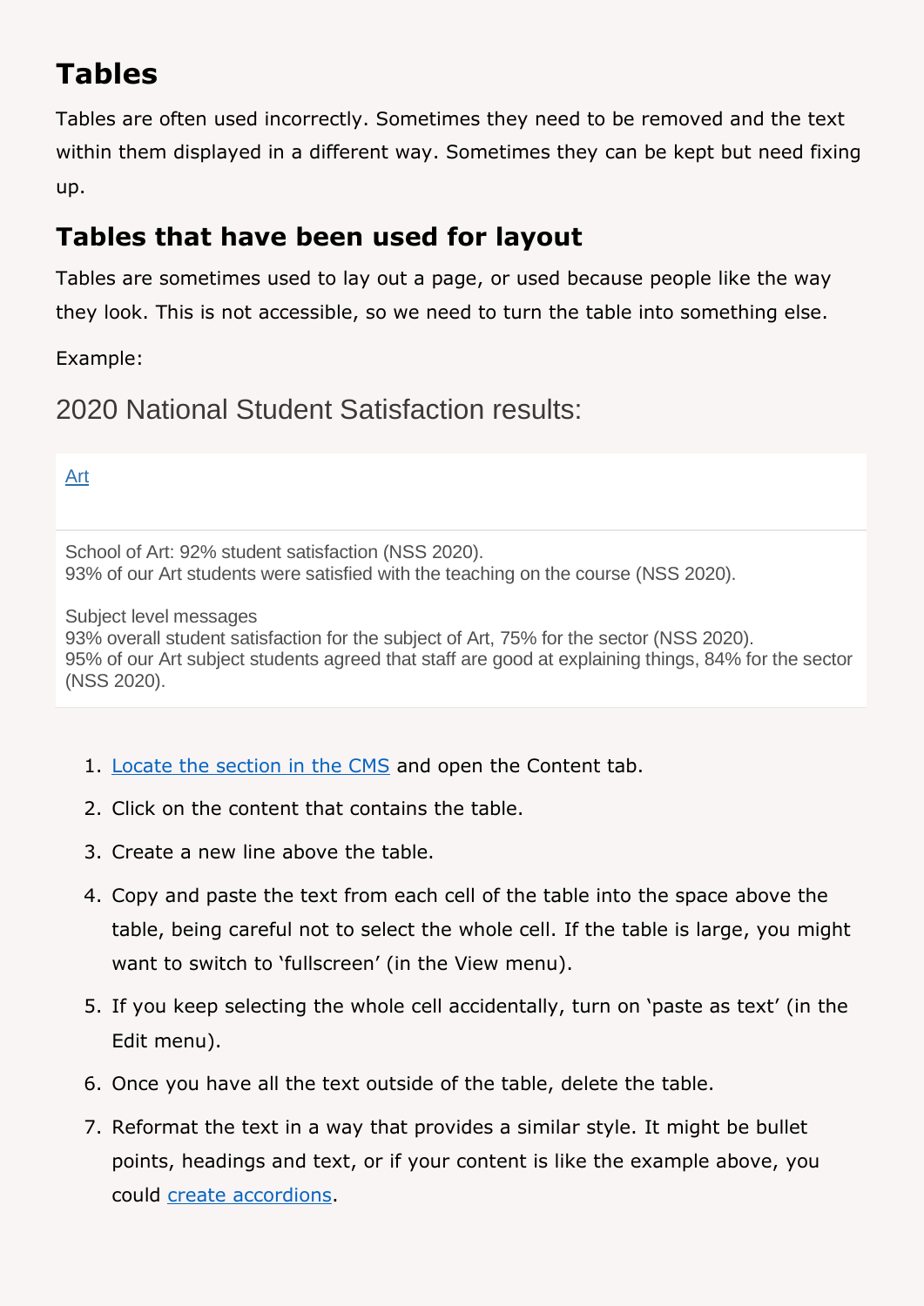# Tables

Tables are often used incorrectly. Sometimes they need to be removed and the text within them displayed in a different way. Sometimes they can be kept but need fixing up.

## Tables that have been used for layout

Tables are sometimes used to lay out a page, or used because people like the way they look. This is not accessible, so we need to turn the table into something else.

Example:

2020 National Student Satisfaction results:

| Art |
| --- |
| School of Art: 92% student satisfaction (NSS 2020).<br>93% of our Art students were satisfied with the teaching on the course (NSS 2020).<br><br>Subject level messages<br>93% overall student satisfaction for the subject of Art, 75% for the sector (NSS 2020).<br>95% of our Art subject students agreed that staff are good at explaining things, 84% for the sector (NSS 2020). |

1. Locate the section in the CMS and open the Content tab.
2. Click on the content that contains the table.
3. Create a new line above the table.
4. Copy and paste the text from each cell of the table into the space above the table, being careful not to select the whole cell. If the table is large, you might want to switch to 'fullscreen' (in the View menu).
5. If you keep selecting the whole cell accidentally, turn on 'paste as text' (in the Edit menu).
6. Once you have all the text outside of the table, delete the table.
7. Reformat the text in a way that provides a similar style. It might be bullet points, headings and text, or if your content is like the example above, you could create accordions.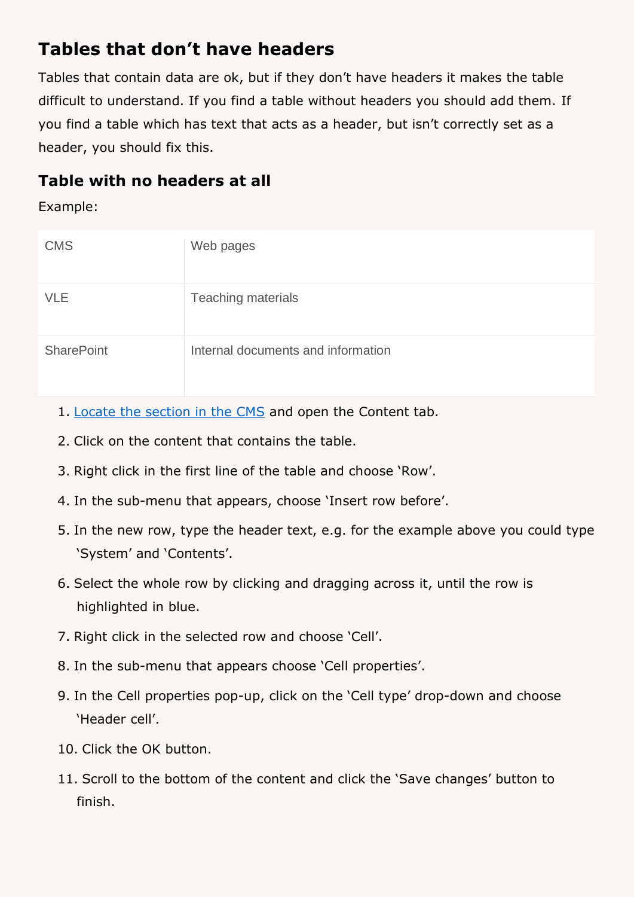## Tables that don't have headers

Tables that contain data are ok, but if they don't have headers it makes the table difficult to understand. If you find a table without headers you should add them. If you find a table which has text that acts as a header, but isn't correctly set as a header, you should fix this.

### Table with no headers at all

Example:

| | |
|---|---|
| CMS | Web pages |
| VLE | Teaching materials |
| SharePoint | Internal documents and information |

1. Locate the section in the CMS and open the Content tab.
2. Click on the content that contains the table.
3. Right click in the first line of the table and choose 'Row'.
4. In the sub-menu that appears, choose 'Insert row before'.
5. In the new row, type the header text, e.g. for the example above you could type 'System' and 'Contents'.
6. Select the whole row by clicking and dragging across it, until the row is highlighted in blue.
7. Right click in the selected row and choose 'Cell'.
8. In the sub-menu that appears choose 'Cell properties'.
9. In the Cell properties pop-up, click on the 'Cell type' drop-down and choose 'Header cell'.
10. Click the OK button.
11. Scroll to the bottom of the content and click the 'Save changes' button to finish.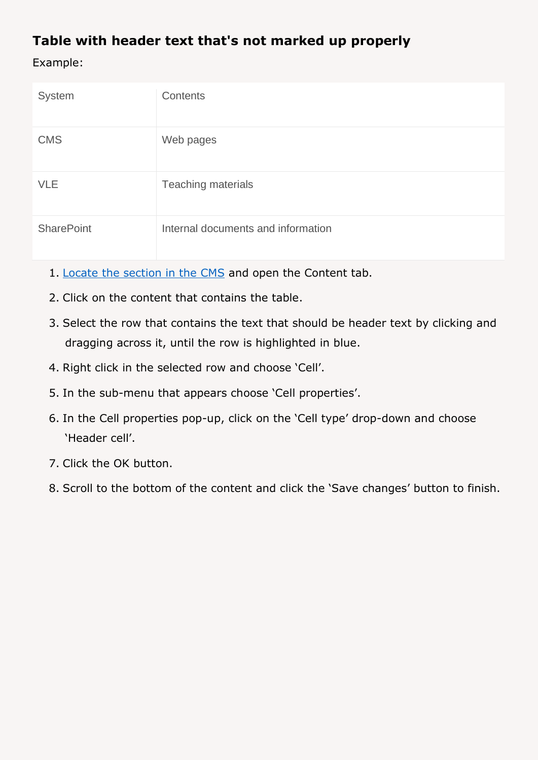## Table with header text that's not marked up properly

Example:

| System | Contents |
|---|---|
| CMS | Web pages |
| VLE | Teaching materials |
| SharePoint | Internal documents and information |

1. Locate the section in the CMS and open the Content tab.
2. Click on the content that contains the table.
3. Select the row that contains the text that should be header text by clicking and dragging across it, until the row is highlighted in blue.
4. Right click in the selected row and choose 'Cell'.
5. In the sub-menu that appears choose 'Cell properties'.
6. In the Cell properties pop-up, click on the 'Cell type' drop-down and choose 'Header cell'.
7. Click the OK button.
8. Scroll to the bottom of the content and click the 'Save changes' button to finish.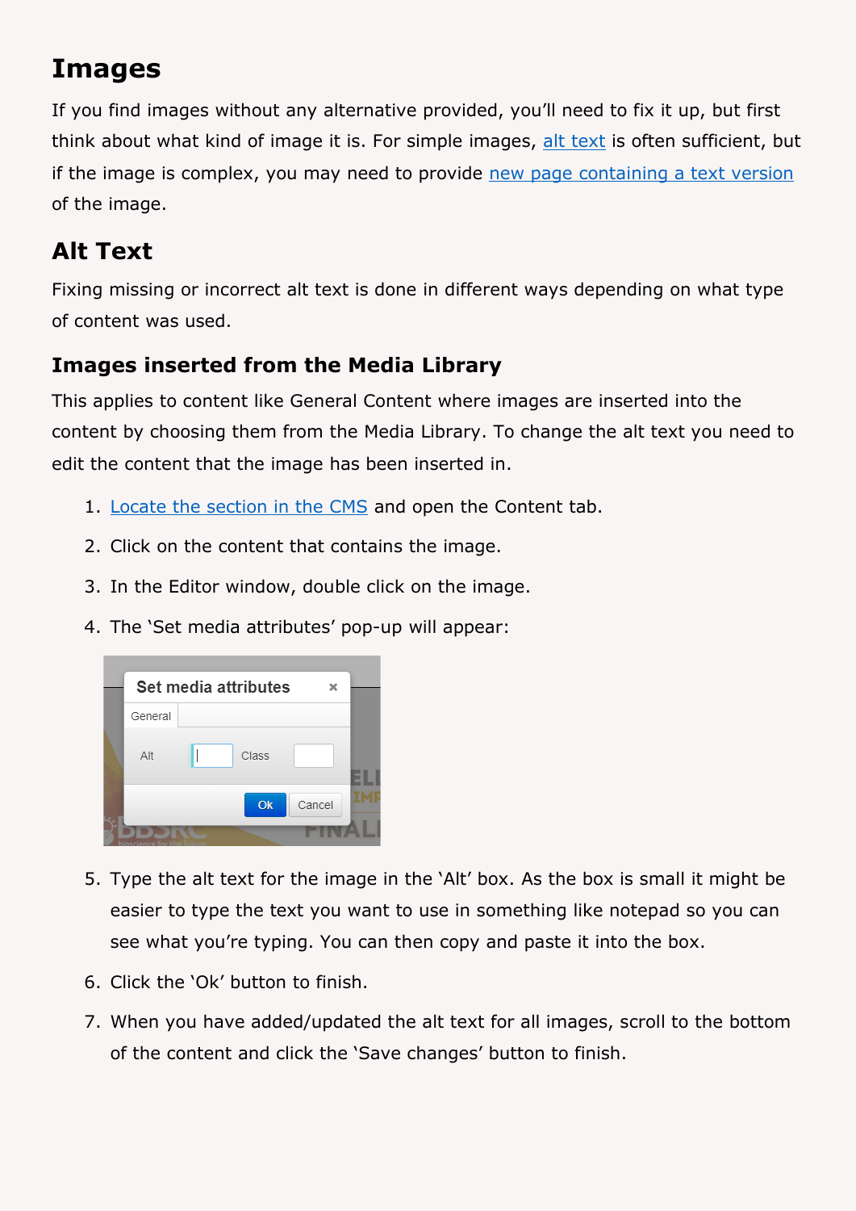## Images

If you find images without any alternative provided, you'll need to fix it up, but first think about what kind of image it is. For simple images, alt text is often sufficient, but if the image is complex, you may need to provide new page containing a text version of the image.

## Alt Text

Fixing missing or incorrect alt text is done in different ways depending on what type of content was used.

### Images inserted from the Media Library

This applies to content like General Content where images are inserted into the content by choosing them from the Media Library. To change the alt text you need to edit the content that the image has been inserted in.

1. Locate the section in the CMS and open the Content tab.
2. Click on the content that contains the image.
3. In the Editor window, double click on the image.
4. The 'Set media attributes' pop-up will appear:
5. Type the alt text for the image in the 'Alt' box. As the box is small it might be easier to type the text you want to use in something like notepad so you can see what you're typing. You can then copy and paste it into the box.
6. Click the 'Ok' button to finish.
7. When you have added/updated the alt text for all images, scroll to the bottom of the content and click the 'Save changes' button to finish.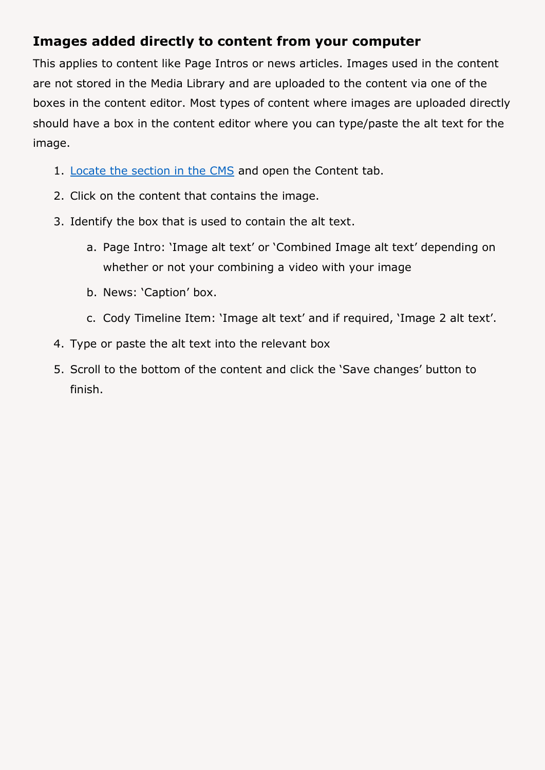### Images added directly to content from your computer

This applies to content like Page Intros or news articles. Images used in the content are not stored in the Media Library and are uploaded to the content via one of the boxes in the content editor. Most types of content where images are uploaded directly should have a box in the content editor where you can type/paste the alt text for the image.

1. [Locate the section in the CMS]() and open the Content tab.
2. Click on the content that contains the image.
3. Identify the box that is used to contain the alt text.
   a. Page Intro: 'Image alt text' or 'Combined Image alt text' depending on whether or not your combining a video with your image
   b. News: 'Caption' box.
   c. Cody Timeline Item: 'Image alt text' and if required, 'Image 2 alt text'.
4. Type or paste the alt text into the relevant box
5. Scroll to the bottom of the content and click the 'Save changes' button to finish.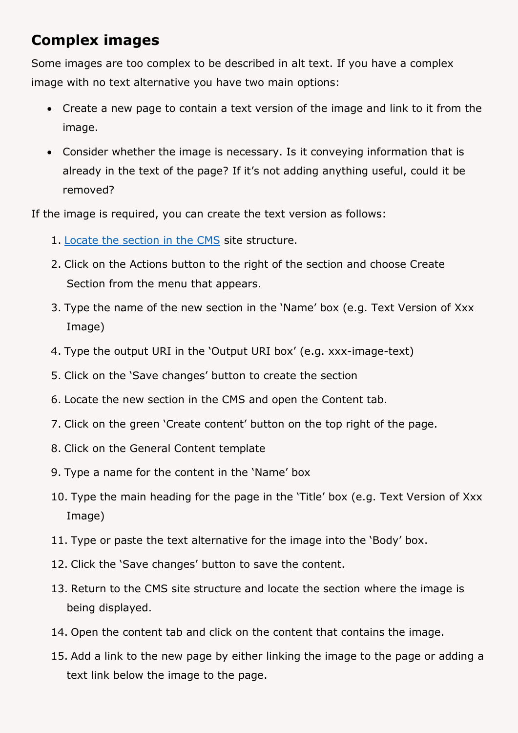## Complex images

Some images are too complex to be described in alt text. If you have a complex image with no text alternative you have two main options:

- Create a new page to contain a text version of the image and link to it from the image.
- Consider whether the image is necessary. Is it conveying information that is already in the text of the page? If it's not adding anything useful, could it be removed?

If the image is required, you can create the text version as follows:

1. Locate the section in the CMS site structure.
2. Click on the Actions button to the right of the section and choose Create Section from the menu that appears.
3. Type the name of the new section in the 'Name' box (e.g. Text Version of Xxx Image)
4. Type the output URI in the 'Output URI box' (e.g. xxx-image-text)
5. Click on the 'Save changes' button to create the section
6. Locate the new section in the CMS and open the Content tab.
7. Click on the green 'Create content' button on the top right of the page.
8. Click on the General Content template
9. Type a name for the content in the 'Name' box
10. Type the main heading for the page in the 'Title' box (e.g. Text Version of Xxx Image)
11. Type or paste the text alternative for the image into the 'Body' box.
12. Click the 'Save changes' button to save the content.
13. Return to the CMS site structure and locate the section where the image is being displayed.
14. Open the content tab and click on the content that contains the image.
15. Add a link to the new page by either linking the image to the page or adding a text link below the image to the page.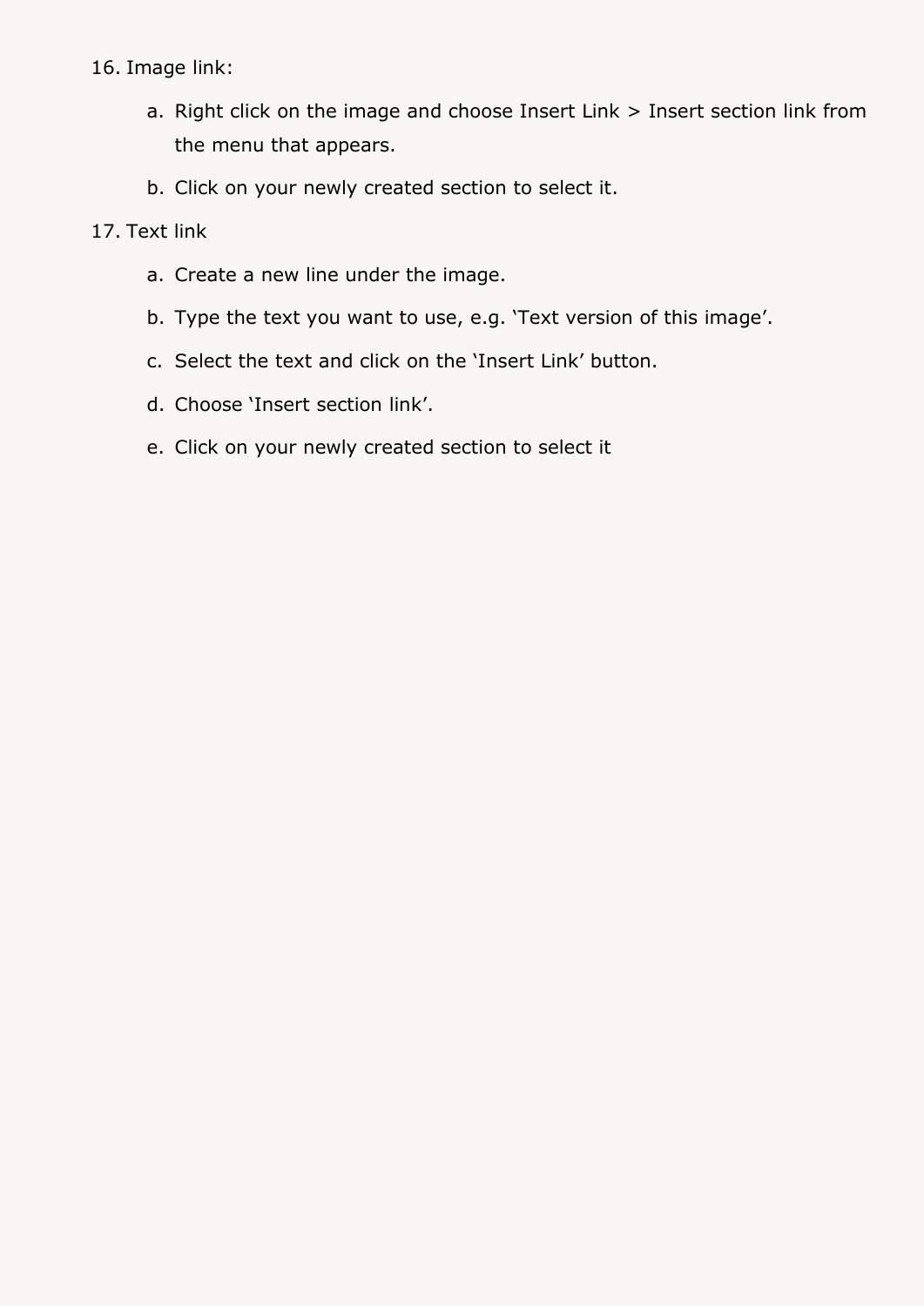16. Image link:

    a. Right click on the image and choose Insert Link > Insert section link from the menu that appears.

    b. Click on your newly created section to select it.

17. Text link

    a. Create a new line under the image.

    b. Type the text you want to use, e.g. ‘Text version of this image’.

    c. Select the text and click on the ‘Insert Link’ button.

    d. Choose ‘Insert section link’.

    e. Click on your newly created section to select it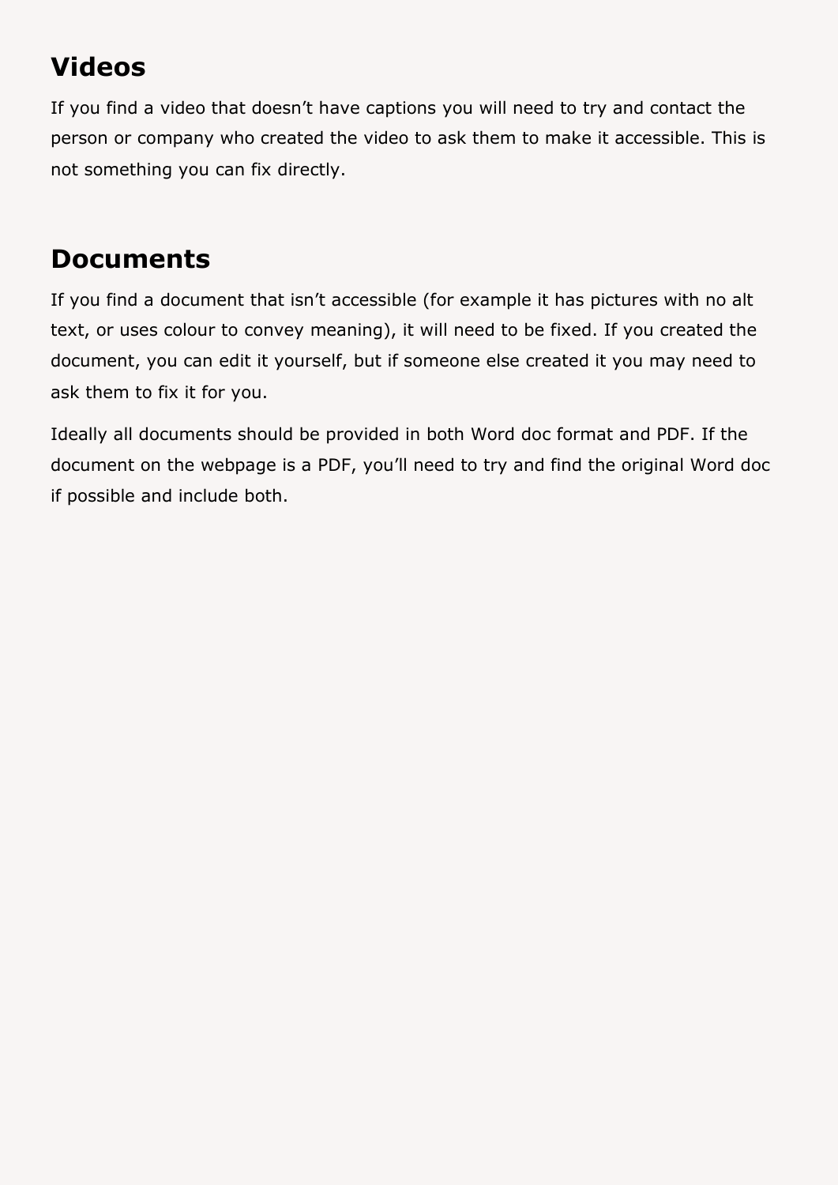## Videos

If you find a video that doesn’t have captions you will need to try and contact the person or company who created the video to ask them to make it accessible. This is not something you can fix directly.

## Documents

If you find a document that isn’t accessible (for example it has pictures with no alt text, or uses colour to convey meaning), it will need to be fixed. If you created the document, you can edit it yourself, but if someone else created it you may need to ask them to fix it for you.

Ideally all documents should be provided in both Word doc format and PDF. If the document on the webpage is a PDF, you’ll need to try and find the original Word doc if possible and include both.